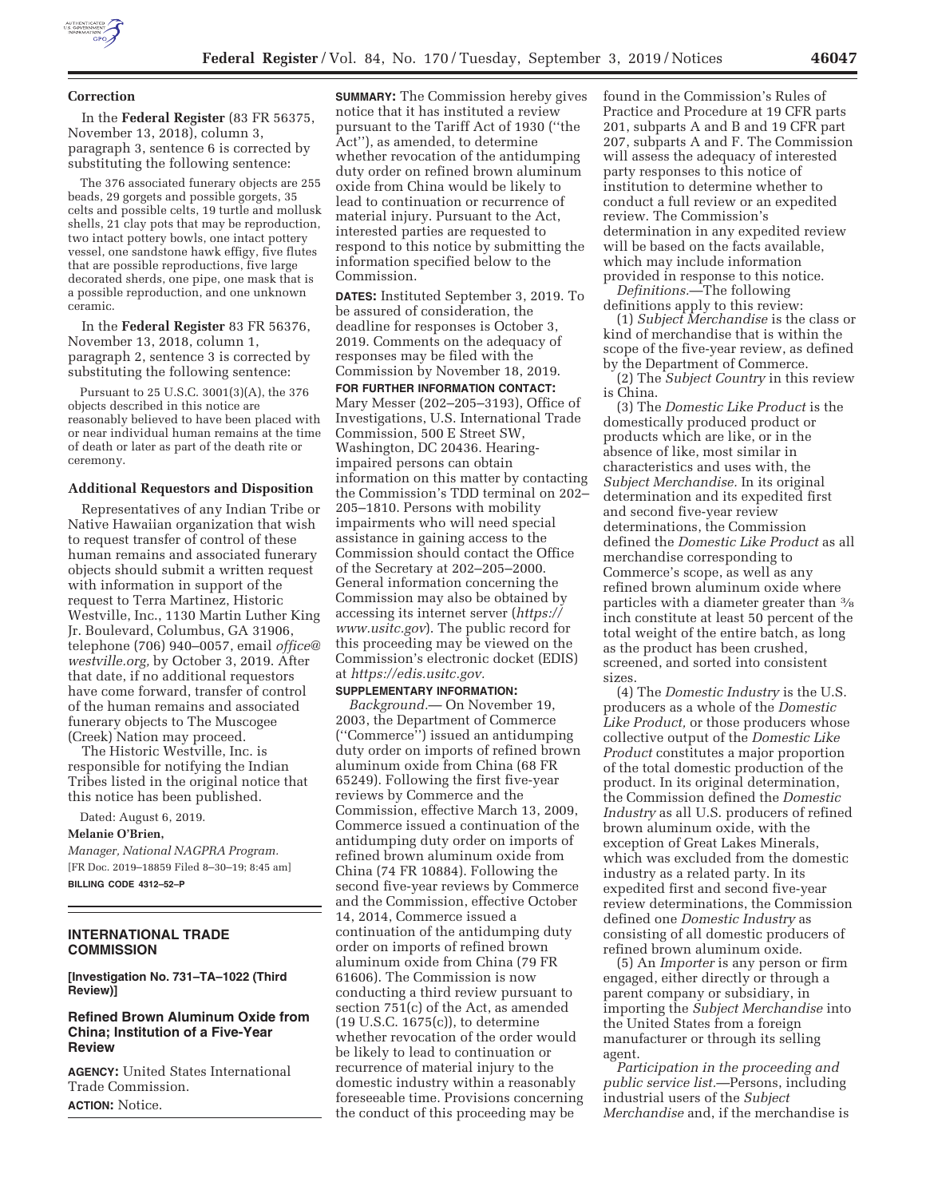**Correction**

In the **Federal Register** (83 FR 56375, November 13, 2018), column 3, paragraph 3, sentence 6 is corrected by substituting the following sentence:

The 376 associated funerary objects are 255 beads, 29 gorgets and possible gorgets, 35 celts and possible celts, 19 turtle and mollusk shells, 21 clay pots that may be reproduction, two intact pottery bowls, one intact pottery vessel, one sandstone hawk effigy, five flutes that are possible reproductions, five large decorated sherds, one pipe, one mask that is a possible reproduction, and one unknown ceramic.

In the **Federal Register** 83 FR 56376, November 13, 2018, column 1, paragraph 2, sentence 3 is corrected by substituting the following sentence:

Pursuant to 25 U.S.C. 3001(3)(A), the 376 objects described in this notice are reasonably believed to have been placed with or near individual human remains at the time of death or later as part of the death rite or ceremony.

**Additional Requestors and Disposition**

Representatives of any Indian Tribe or Native Hawaiian organization that wish to request transfer of control of these human remains and associated funerary objects should submit a written request with information in support of the request to Terra Martinez, Historic Westville, Inc., 1130 Martin Luther King Jr. Boulevard, Columbus, GA 31906, telephone (706) 940–0057, email *office@westville.org,* by October 3, 2019. After that date, if no additional requestors have come forward, transfer of control of the human remains and associated funerary objects to The Muscogee (Creek) Nation may proceed.

The Historic Westville, Inc. is responsible for notifying the Indian Tribes listed in the original notice that this notice has been published.

Dated: August 6, 2019.

**Melanie O'Brien,**

*Manager, National NAGPRA Program.*

[FR Doc. 2019–18859 Filed 8–30–19; 8:45 am]

**BILLING CODE 4312–52–P**

## INTERNATIONAL TRADE COMMISSION

**[Investigation No. 731–TA–1022 (Third Review)]**

### Refined Brown Aluminum Oxide from China; Institution of a Five-Year Review

**AGENCY:** United States International Trade Commission.

**ACTION:** Notice.

**SUMMARY:** The Commission hereby gives notice that it has instituted a review pursuant to the Tariff Act of 1930 (''the Act''), as amended, to determine whether revocation of the antidumping duty order on refined brown aluminum oxide from China would be likely to lead to continuation or recurrence of material injury. Pursuant to the Act, interested parties are requested to respond to this notice by submitting the information specified below to the Commission.

**DATES:** Instituted September 3, 2019. To be assured of consideration, the deadline for responses is October 3, 2019. Comments on the adequacy of responses may be filed with the Commission by November 18, 2019.

**FOR FURTHER INFORMATION CONTACT:** Mary Messer (202–205–3193), Office of Investigations, U.S. International Trade Commission, 500 E Street SW, Washington, DC 20436. Hearing-impaired persons can obtain information on this matter by contacting the Commission's TDD terminal on 202–205–1810. Persons with mobility impairments who will need special assistance in gaining access to the Commission should contact the Office of the Secretary at 202–205–2000. General information concerning the Commission may also be obtained by accessing its internet server (*https://www.usitc.gov*). The public record for this proceeding may be viewed on the Commission's electronic docket (EDIS) at *https://edis.usitc.gov.*

**SUPPLEMENTARY INFORMATION:**

*Background.*— On November 19, 2003, the Department of Commerce (''Commerce'') issued an antidumping duty order on imports of refined brown aluminum oxide from China (68 FR 65249). Following the first five-year reviews by Commerce and the Commission, effective March 13, 2009, Commerce issued a continuation of the antidumping duty order on imports of refined brown aluminum oxide from China (74 FR 10884). Following the second five-year reviews by Commerce and the Commission, effective October 14, 2014, Commerce issued a continuation of the antidumping duty order on imports of refined brown aluminum oxide from China (79 FR 61606). The Commission is now conducting a third review pursuant to section 751(c) of the Act, as amended (19 U.S.C. 1675(c)), to determine whether revocation of the order would be likely to lead to continuation or recurrence of material injury to the domestic industry within a reasonably foreseeable time. Provisions concerning the conduct of this proceeding may be found in the Commission's Rules of Practice and Procedure at 19 CFR parts 201, subparts A and B and 19 CFR part 207, subparts A and F. The Commission will assess the adequacy of interested party responses to this notice of institution to determine whether to conduct a full review or an expedited review. The Commission's determination in any expedited review will be based on the facts available, which may include information provided in response to this notice.

*Definitions.*—The following definitions apply to this review:

(1) *Subject Merchandise* is the class or kind of merchandise that is within the scope of the five-year review, as defined by the Department of Commerce.

(2) The *Subject Country* in this review is China.

(3) The *Domestic Like Product* is the domestically produced product or products which are like, or in the absence of like, most similar in characteristics and uses with, the *Subject Merchandise.* In its original determination and its expedited first and second five-year review determinations, the Commission defined the *Domestic Like Product* as all merchandise corresponding to Commerce's scope, as well as any refined brown aluminum oxide where particles with a diameter greater than $3/8$ inch constitute at least 50 percent of the total weight of the entire batch, as long as the product has been crushed, screened, and sorted into consistent sizes.

(4) The *Domestic Industry* is the U.S. producers as a whole of the *Domestic Like Product,* or those producers whose collective output of the *Domestic Like Product* constitutes a major proportion of the total domestic production of the product. In its original determination, the Commission defined the *Domestic Industry* as all U.S. producers of refined brown aluminum oxide, with the exception of Great Lakes Minerals, which was excluded from the domestic industry as a related party. In its expedited first and second five-year review determinations, the Commission defined one *Domestic Industry* as consisting of all domestic producers of refined brown aluminum oxide.

(5) An *Importer* is any person or firm engaged, either directly or through a parent company or subsidiary, in importing the *Subject Merchandise* into the United States from a foreign manufacturer or through its selling agent.

*Participation in the proceeding and public service list.*—Persons, including industrial users of the *Subject Merchandise* and, if the merchandise is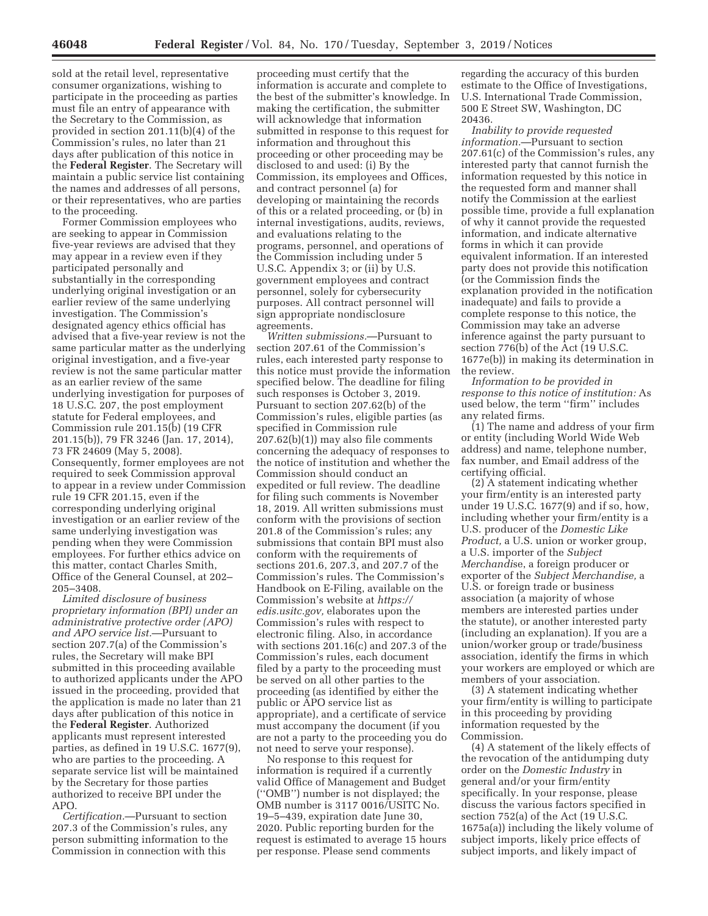sold at the retail level, representative consumer organizations, wishing to participate in the proceeding as parties must file an entry of appearance with the Secretary to the Commission, as provided in section 201.11(b)(4) of the Commission's rules, no later than 21 days after publication of this notice in the **Federal Register**. The Secretary will maintain a public service list containing the names and addresses of all persons, or their representatives, who are parties to the proceeding.

Former Commission employees who are seeking to appear in Commission five-year reviews are advised that they may appear in a review even if they participated personally and substantially in the corresponding underlying original investigation or an earlier review of the same underlying investigation. The Commission's designated agency ethics official has advised that a five-year review is not the same particular matter as the underlying original investigation, and a five-year review is not the same particular matter as an earlier review of the same underlying investigation for purposes of 18 U.S.C. 207, the post employment statute for Federal employees, and Commission rule 201.15(b) (19 CFR 201.15(b)), 79 FR 3246 (Jan. 17, 2014), 73 FR 24609 (May 5, 2008). Consequently, former employees are not required to seek Commission approval to appear in a review under Commission rule 19 CFR 201.15, even if the corresponding underlying original investigation or an earlier review of the same underlying investigation was pending when they were Commission employees. For further ethics advice on this matter, contact Charles Smith, Office of the General Counsel, at 202–205–3408.

*Limited disclosure of business proprietary information (BPI) under an administrative protective order (APO) and APO service list.*—Pursuant to section 207.7(a) of the Commission's rules, the Secretary will make BPI submitted in this proceeding available to authorized applicants under the APO issued in the proceeding, provided that the application is made no later than 21 days after publication of this notice in the **Federal Register**. Authorized applicants must represent interested parties, as defined in 19 U.S.C. 1677(9), who are parties to the proceeding. A separate service list will be maintained by the Secretary for those parties authorized to receive BPI under the APO.

*Certification.*—Pursuant to section 207.3 of the Commission's rules, any person submitting information to the Commission in connection with this proceeding must certify that the information is accurate and complete to the best of the submitter's knowledge. In making the certification, the submitter will acknowledge that information submitted in response to this request for information and throughout this proceeding or other proceeding may be disclosed to and used: (i) By the Commission, its employees and Offices, and contract personnel (a) for developing or maintaining the records of this or a related proceeding, or (b) in internal investigations, audits, reviews, and evaluations relating to the programs, personnel, and operations of the Commission including under 5 U.S.C. Appendix 3; or (ii) by U.S. government employees and contract personnel, solely for cybersecurity purposes. All contract personnel will sign appropriate nondisclosure agreements.

*Written submissions.*—Pursuant to section 207.61 of the Commission's rules, each interested party response to this notice must provide the information specified below. The deadline for filing such responses is October 3, 2019. Pursuant to section 207.62(b) of the Commission's rules, eligible parties (as specified in Commission rule 207.62(b)(1)) may also file comments concerning the adequacy of responses to the notice of institution and whether the Commission should conduct an expedited or full review. The deadline for filing such comments is November 18, 2019. All written submissions must conform with the provisions of section 201.8 of the Commission's rules; any submissions that contain BPI must also conform with the requirements of sections 201.6, 207.3, and 207.7 of the Commission's rules. The Commission's Handbook on E-Filing, available on the Commission's website at *https://edis.usitc.gov,* elaborates upon the Commission's rules with respect to electronic filing. Also, in accordance with sections 201.16(c) and 207.3 of the Commission's rules, each document filed by a party to the proceeding must be served on all other parties to the proceeding (as identified by either the public or APO service list as appropriate), and a certificate of service must accompany the document (if you are not a party to the proceeding you do not need to serve your response).

No response to this request for information is required if a currently valid Office of Management and Budget (''OMB'') number is not displayed; the OMB number is 3117 0016/USITC No. 19–5–439, expiration date June 30, 2020. Public reporting burden for the request is estimated to average 15 hours per response. Please send comments regarding the accuracy of this burden estimate to the Office of Investigations, U.S. International Trade Commission, 500 E Street SW, Washington, DC 20436.

*Inability to provide requested information.*—Pursuant to section 207.61(c) of the Commission's rules, any interested party that cannot furnish the information requested by this notice in the requested form and manner shall notify the Commission at the earliest possible time, provide a full explanation of why it cannot provide the requested information, and indicate alternative forms in which it can provide equivalent information. If an interested party does not provide this notification (or the Commission finds the explanation provided in the notification inadequate) and fails to provide a complete response to this notice, the Commission may take an adverse inference against the party pursuant to section 776(b) of the Act (19 U.S.C. 1677e(b)) in making its determination in the review.

*Information to be provided in response to this notice of institution:* As used below, the term ''firm'' includes any related firms.

(1) The name and address of your firm or entity (including World Wide Web address) and name, telephone number, fax number, and Email address of the certifying official.

(2) A statement indicating whether your firm/entity is an interested party under 19 U.S.C. 1677(9) and if so, how, including whether your firm/entity is a U.S. producer of the *Domestic Like Product,* a U.S. union or worker group, a U.S. importer of the *Subject Merchandise,* a foreign producer or exporter of the *Subject Merchandise,* a U.S. or foreign trade or business association (a majority of whose members are interested parties under the statute), or another interested party (including an explanation). If you are a union/worker group or trade/business association, identify the firms in which your workers are employed or which are members of your association.

(3) A statement indicating whether your firm/entity is willing to participate in this proceeding by providing information requested by the Commission.

(4) A statement of the likely effects of the revocation of the antidumping duty order on the *Domestic Industry* in general and/or your firm/entity specifically. In your response, please discuss the various factors specified in section 752(a) of the Act (19 U.S.C. 1675a(a)) including the likely volume of subject imports, likely price effects of subject imports, and likely impact of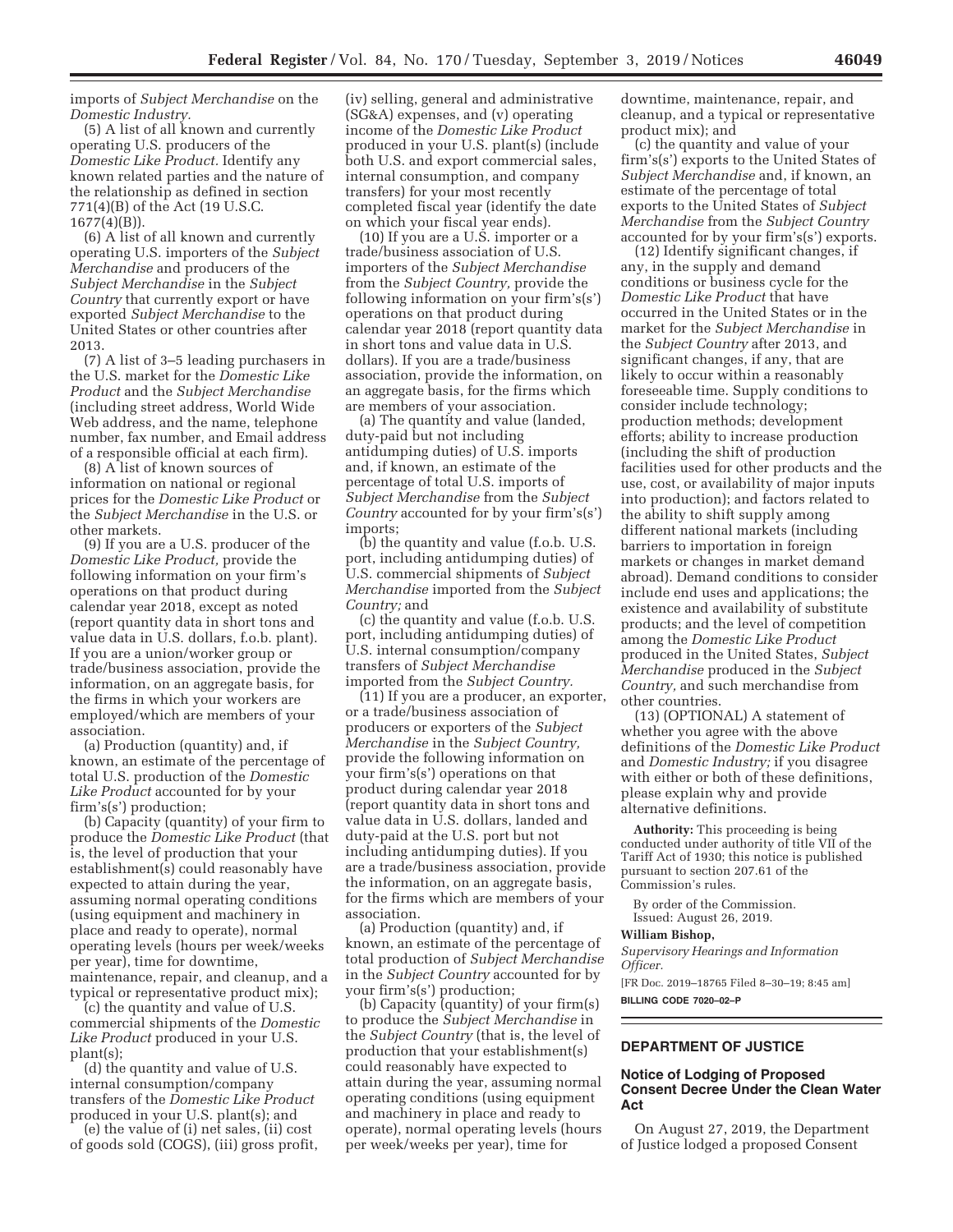imports of *Subject Merchandise* on the *Domestic Industry.*

(5) A list of all known and currently operating U.S. producers of the *Domestic Like Product.* Identify any known related parties and the nature of the relationship as defined in section 771(4)(B) of the Act (19 U.S.C. 1677(4)(B)).

(6) A list of all known and currently operating U.S. importers of the *Subject Merchandise* and producers of the *Subject Merchandise* in the *Subject Country* that currently export or have exported *Subject Merchandise* to the United States or other countries after 2013.

(7) A list of 3–5 leading purchasers in the U.S. market for the *Domestic Like Product* and the *Subject Merchandise* (including street address, World Wide Web address, and the name, telephone number, fax number, and Email address of a responsible official at each firm).

(8) A list of known sources of information on national or regional prices for the *Domestic Like Product* or the *Subject Merchandise* in the U.S. or other markets.

(9) If you are a U.S. producer of the *Domestic Like Product,* provide the following information on your firm's operations on that product during calendar year 2018, except as noted (report quantity data in short tons and value data in U.S. dollars, f.o.b. plant). If you are a union/worker group or trade/business association, provide the information, on an aggregate basis, for the firms in which your workers are employed/which are members of your association.

(a) Production (quantity) and, if known, an estimate of the percentage of total U.S. production of the *Domestic Like Product* accounted for by your firm's(s') production;

(b) Capacity (quantity) of your firm to produce the *Domestic Like Product* (that is, the level of production that your establishment(s) could reasonably have expected to attain during the year, assuming normal operating conditions (using equipment and machinery in place and ready to operate), normal operating levels (hours per week/weeks per year), time for downtime, maintenance, repair, and cleanup, and a typical or representative product mix);

(c) the quantity and value of U.S. commercial shipments of the *Domestic Like Product* produced in your U.S. plant(s);

(d) the quantity and value of U.S. internal consumption/company transfers of the *Domestic Like Product* produced in your U.S. plant(s); and

(e) the value of (i) net sales, (ii) cost of goods sold (COGS), (iii) gross profit, (iv) selling, general and administrative (SG&A) expenses, and (v) operating income of the *Domestic Like Product* produced in your U.S. plant(s) (include both U.S. and export commercial sales, internal consumption, and company transfers) for your most recently completed fiscal year (identify the date on which your fiscal year ends).

(10) If you are a U.S. importer or a trade/business association of U.S. importers of the *Subject Merchandise* from the *Subject Country,* provide the following information on your firm's(s') operations on that product during calendar year 2018 (report quantity data in short tons and value data in U.S. dollars). If you are a trade/business association, provide the information, on an aggregate basis, for the firms which are members of your association.

(a) The quantity and value (landed, duty-paid but not including antidumping duties) of U.S. imports and, if known, an estimate of the percentage of total U.S. imports of *Subject Merchandise* from the *Subject Country* accounted for by your firm's(s') imports;

(b) the quantity and value (f.o.b. U.S. port, including antidumping duties) of U.S. commercial shipments of *Subject Merchandise* imported from the *Subject Country;* and

(c) the quantity and value (f.o.b. U.S. port, including antidumping duties) of U.S. internal consumption/company transfers of *Subject Merchandise* imported from the *Subject Country.*

(11) If you are a producer, an exporter, or a trade/business association of producers or exporters of the *Subject Merchandise* in the *Subject Country,* provide the following information on your firm's(s') operations on that product during calendar year 2018 (report quantity data in short tons and value data in U.S. dollars, landed and duty-paid at the U.S. port but not including antidumping duties). If you are a trade/business association, provide the information, on an aggregate basis, for the firms which are members of your association.

(a) Production (quantity) and, if known, an estimate of the percentage of total production of *Subject Merchandise* in the *Subject Country* accounted for by your firm's(s') production;

(b) Capacity (quantity) of your firm(s) to produce the *Subject Merchandise* in the *Subject Country* (that is, the level of production that your establishment(s) could reasonably have expected to attain during the year, assuming normal operating conditions (using equipment and machinery in place and ready to operate), normal operating levels (hours per week/weeks per year), time for downtime, maintenance, repair, and cleanup, and a typical or representative product mix); and

(c) the quantity and value of your firm's(s') exports to the United States of *Subject Merchandise* and, if known, an estimate of the percentage of total exports to the United States of *Subject Merchandise* from the *Subject Country* accounted for by your firm's(s') exports.

(12) Identify significant changes, if any, in the supply and demand conditions or business cycle for the *Domestic Like Product* that have occurred in the United States or in the market for the *Subject Merchandise* in the *Subject Country* after 2013, and significant changes, if any, that are likely to occur within a reasonably foreseeable time. Supply conditions to consider include technology; production methods; development efforts; ability to increase production (including the shift of production facilities used for other products and the use, cost, or availability of major inputs into production); and factors related to the ability to shift supply among different national markets (including barriers to importation in foreign markets or changes in market demand abroad). Demand conditions to consider include end uses and applications; the existence and availability of substitute products; and the level of competition among the *Domestic Like Product* produced in the United States, *Subject Merchandise* produced in the *Subject Country,* and such merchandise from other countries.

(13) (OPTIONAL) A statement of whether you agree with the above definitions of the *Domestic Like Product* and *Domestic Industry;* if you disagree with either or both of these definitions, please explain why and provide alternative definitions.

**Authority:** This proceeding is being conducted under authority of title VII of the Tariff Act of 1930; this notice is published pursuant to section 207.61 of the Commission's rules.

By order of the Commission.

Issued: August 26, 2019.

**William Bishop,**

*Supervisory Hearings and Information Officer.*

[FR Doc. 2019–18765 Filed 8–30–19; 8:45 am]

**BILLING CODE 7020–02–P**

## DEPARTMENT OF JUSTICE

### Notice of Lodging of Proposed Consent Decree Under the Clean Water Act

On August 27, 2019, the Department of Justice lodged a proposed Consent